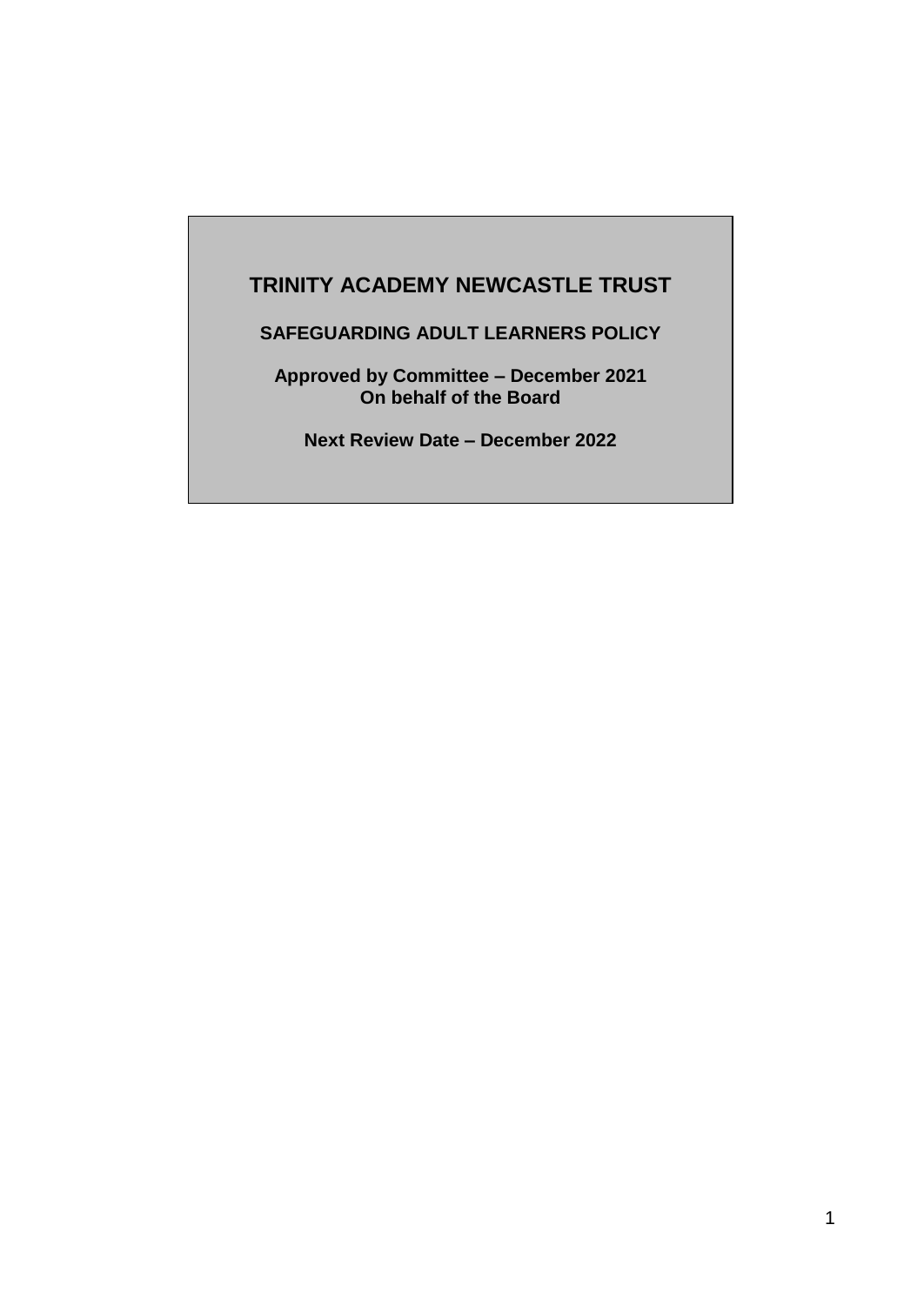# TRINITY ACADEMY NEWCASTLE TRUST

## SAFEGUARDING ADULT LEARNERS POLICY

**Approved by Committee – December 2021**
**On behalf of the Board**

**Next Review Date – December 2022**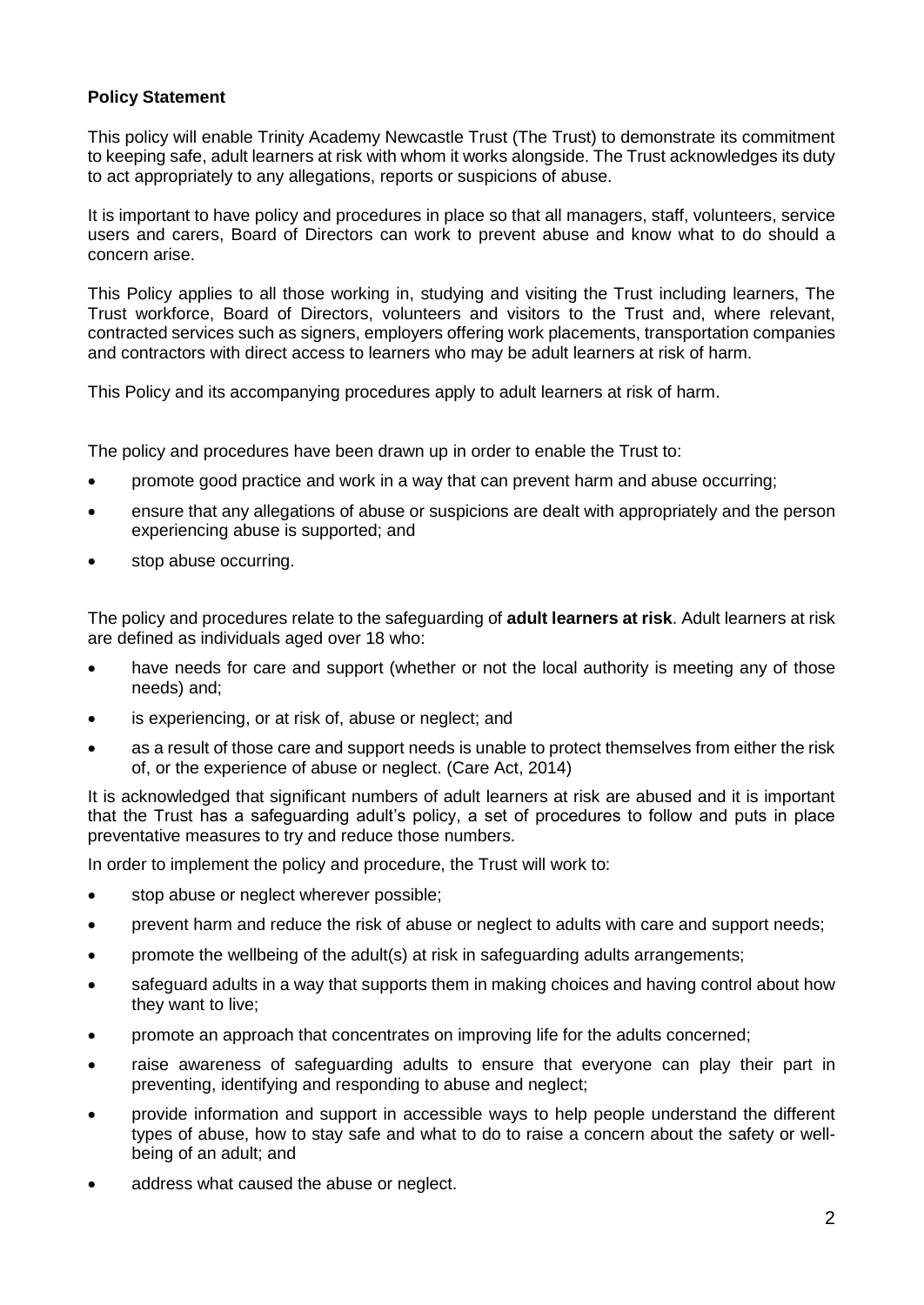**Policy Statement**

This policy will enable Trinity Academy Newcastle Trust (The Trust) to demonstrate its commitment to keeping safe, adult learners at risk with whom it works alongside. The Trust acknowledges its duty to act appropriately to any allegations, reports or suspicions of abuse.

It is important to have policy and procedures in place so that all managers, staff, volunteers, service users and carers, Board of Directors can work to prevent abuse and know what to do should a concern arise.

This Policy applies to all those working in, studying and visiting the Trust including learners, The Trust workforce, Board of Directors, volunteers and visitors to the Trust and, where relevant, contracted services such as signers, employers offering work placements, transportation companies and contractors with direct access to learners who may be adult learners at risk of harm.

This Policy and its accompanying procedures apply to adult learners at risk of harm.

The policy and procedures have been drawn up in order to enable the Trust to:

- promote good practice and work in a way that can prevent harm and abuse occurring;
- ensure that any allegations of abuse or suspicions are dealt with appropriately and the person experiencing abuse is supported; and
- stop abuse occurring.

The policy and procedures relate to the safeguarding of **adult learners at risk**. Adult learners at risk are defined as individuals aged over 18 who:

- have needs for care and support (whether or not the local authority is meeting any of those needs) and;
- is experiencing, or at risk of, abuse or neglect; and
- as a result of those care and support needs is unable to protect themselves from either the risk of, or the experience of abuse or neglect. (Care Act, 2014)

It is acknowledged that significant numbers of adult learners at risk are abused and it is important that the Trust has a safeguarding adult's policy, a set of procedures to follow and puts in place preventative measures to try and reduce those numbers.

In order to implement the policy and procedure, the Trust will work to:

- stop abuse or neglect wherever possible;
- prevent harm and reduce the risk of abuse or neglect to adults with care and support needs;
- promote the wellbeing of the adult(s) at risk in safeguarding adults arrangements;
- safeguard adults in a way that supports them in making choices and having control about how they want to live;
- promote an approach that concentrates on improving life for the adults concerned;
- raise awareness of safeguarding adults to ensure that everyone can play their part in preventing, identifying and responding to abuse and neglect;
- provide information and support in accessible ways to help people understand the different types of abuse, how to stay safe and what to do to raise a concern about the safety or well-being of an adult; and
- address what caused the abuse or neglect.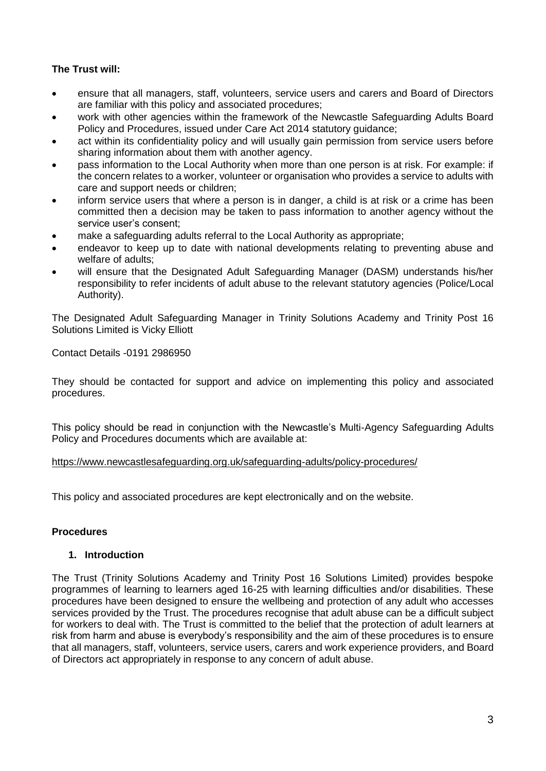**The Trust will:**

- ensure that all managers, staff, volunteers, service users and carers and Board of Directors are familiar with this policy and associated procedures;
- work with other agencies within the framework of the Newcastle Safeguarding Adults Board Policy and Procedures, issued under Care Act 2014 statutory guidance;
- act within its confidentiality policy and will usually gain permission from service users before sharing information about them with another agency.
- pass information to the Local Authority when more than one person is at risk. For example: if the concern relates to a worker, volunteer or organisation who provides a service to adults with care and support needs or children;
- inform service users that where a person is in danger, a child is at risk or a crime has been committed then a decision may be taken to pass information to another agency without the service user's consent;
- make a safeguarding adults referral to the Local Authority as appropriate;
- endeavor to keep up to date with national developments relating to preventing abuse and welfare of adults;
- will ensure that the Designated Adult Safeguarding Manager (DASM) understands his/her responsibility to refer incidents of adult abuse to the relevant statutory agencies (Police/Local Authority).

The Designated Adult Safeguarding Manager in Trinity Solutions Academy and Trinity Post 16 Solutions Limited is Vicky Elliott

Contact Details -0191 2986950

They should be contacted for support and advice on implementing this policy and associated procedures.

This policy should be read in conjunction with the Newcastle's Multi-Agency Safeguarding Adults Policy and Procedures documents which are available at:

https://www.newcastlesafeguarding.org.uk/safeguarding-adults/policy-procedures/

This policy and associated procedures are kept electronically and on the website.

**Procedures**

**1. Introduction**

The Trust (Trinity Solutions Academy and Trinity Post 16 Solutions Limited) provides bespoke programmes of learning to learners aged 16-25 with learning difficulties and/or disabilities. These procedures have been designed to ensure the wellbeing and protection of any adult who accesses services provided by the Trust. The procedures recognise that adult abuse can be a difficult subject for workers to deal with. The Trust is committed to the belief that the protection of adult learners at risk from harm and abuse is everybody's responsibility and the aim of these procedures is to ensure that all managers, staff, volunteers, service users, carers and work experience providers, and Board of Directors act appropriately in response to any concern of adult abuse.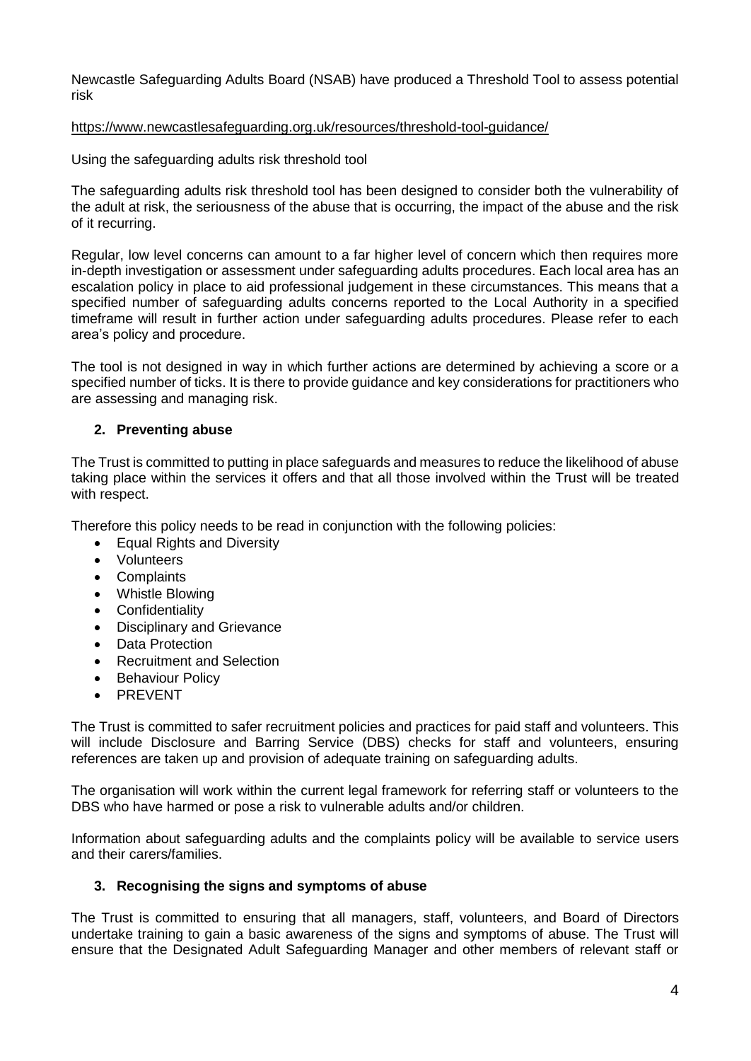Newcastle Safeguarding Adults Board (NSAB) have produced a Threshold Tool to assess potential risk

https://www.newcastlesafeguarding.org.uk/resources/threshold-tool-guidance/

Using the safeguarding adults risk threshold tool

The safeguarding adults risk threshold tool has been designed to consider both the vulnerability of the adult at risk, the seriousness of the abuse that is occurring, the impact of the abuse and the risk of it recurring.

Regular, low level concerns can amount to a far higher level of concern which then requires more in-depth investigation or assessment under safeguarding adults procedures. Each local area has an escalation policy in place to aid professional judgement in these circumstances. This means that a specified number of safeguarding adults concerns reported to the Local Authority in a specified timeframe will result in further action under safeguarding adults procedures. Please refer to each area's policy and procedure.

The tool is not designed in way in which further actions are determined by achieving a score or a specified number of ticks. It is there to provide guidance and key considerations for practitioners who are assessing and managing risk.

## 2. Preventing abuse

The Trust is committed to putting in place safeguards and measures to reduce the likelihood of abuse taking place within the services it offers and that all those involved within the Trust will be treated with respect.

Therefore this policy needs to be read in conjunction with the following policies:

- Equal Rights and Diversity
- Volunteers
- Complaints
- Whistle Blowing
- Confidentiality
- Disciplinary and Grievance
- Data Protection
- Recruitment and Selection
- Behaviour Policy
- PREVENT

The Trust is committed to safer recruitment policies and practices for paid staff and volunteers. This will include Disclosure and Barring Service (DBS) checks for staff and volunteers, ensuring references are taken up and provision of adequate training on safeguarding adults.

The organisation will work within the current legal framework for referring staff or volunteers to the DBS who have harmed or pose a risk to vulnerable adults and/or children.

Information about safeguarding adults and the complaints policy will be available to service users and their carers/families.

## 3. Recognising the signs and symptoms of abuse

The Trust is committed to ensuring that all managers, staff, volunteers, and Board of Directors undertake training to gain a basic awareness of the signs and symptoms of abuse. The Trust will ensure that the Designated Adult Safeguarding Manager and other members of relevant staff or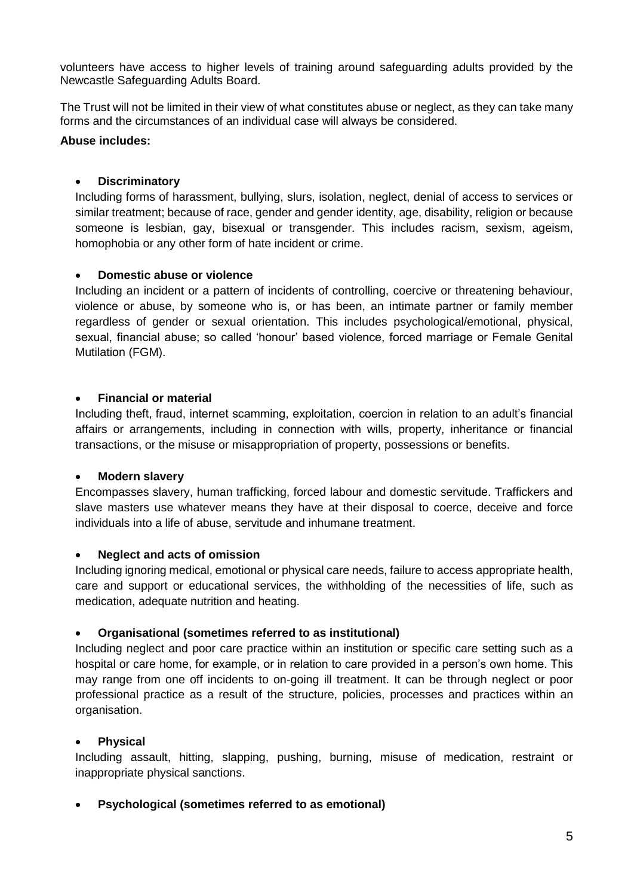volunteers have access to higher levels of training around safeguarding adults provided by the Newcastle Safeguarding Adults Board.

The Trust will not be limited in their view of what constitutes abuse or neglect, as they can take many forms and the circumstances of an individual case will always be considered.

**Abuse includes:**

- **Discriminatory**

Including forms of harassment, bullying, slurs, isolation, neglect, denial of access to services or similar treatment; because of race, gender and gender identity, age, disability, religion or because someone is lesbian, gay, bisexual or transgender. This includes racism, sexism, ageism, homophobia or any other form of hate incident or crime.

- **Domestic abuse or violence**

Including an incident or a pattern of incidents of controlling, coercive or threatening behaviour, violence or abuse, by someone who is, or has been, an intimate partner or family member regardless of gender or sexual orientation. This includes psychological/emotional, physical, sexual, financial abuse; so called 'honour' based violence, forced marriage or Female Genital Mutilation (FGM).

- **Financial or material**

Including theft, fraud, internet scamming, exploitation, coercion in relation to an adult's financial affairs or arrangements, including in connection with wills, property, inheritance or financial transactions, or the misuse or misappropriation of property, possessions or benefits.

- **Modern slavery**

Encompasses slavery, human trafficking, forced labour and domestic servitude. Traffickers and slave masters use whatever means they have at their disposal to coerce, deceive and force individuals into a life of abuse, servitude and inhumane treatment.

- **Neglect and acts of omission**

Including ignoring medical, emotional or physical care needs, failure to access appropriate health, care and support or educational services, the withholding of the necessities of life, such as medication, adequate nutrition and heating.

- **Organisational (sometimes referred to as institutional)**

Including neglect and poor care practice within an institution or specific care setting such as a hospital or care home, for example, or in relation to care provided in a person's own home. This may range from one off incidents to on-going ill treatment. It can be through neglect or poor professional practice as a result of the structure, policies, processes and practices within an organisation.

- **Physical**

Including assault, hitting, slapping, pushing, burning, misuse of medication, restraint or inappropriate physical sanctions.

- **Psychological (sometimes referred to as emotional)**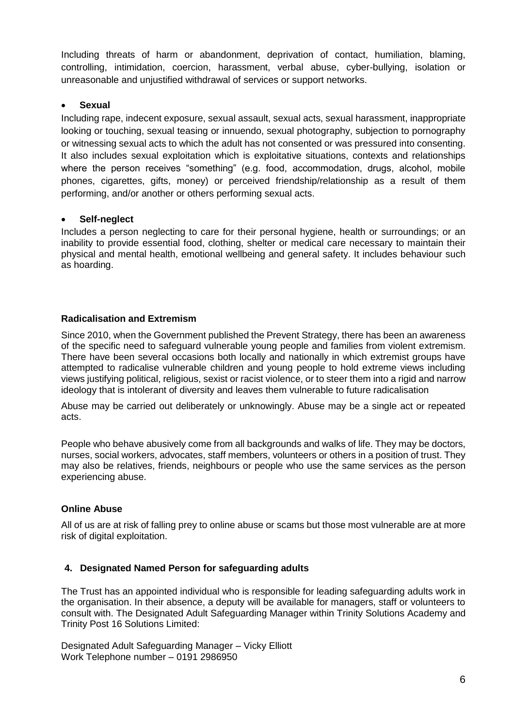Including threats of harm or abandonment, deprivation of contact, humiliation, blaming, controlling, intimidation, coercion, harassment, verbal abuse, cyber-bullying, isolation or unreasonable and unjustified withdrawal of services or support networks.

- **Sexual**

Including rape, indecent exposure, sexual assault, sexual acts, sexual harassment, inappropriate looking or touching, sexual teasing or innuendo, sexual photography, subjection to pornography or witnessing sexual acts to which the adult has not consented or was pressured into consenting. It also includes sexual exploitation which is exploitative situations, contexts and relationships where the person receives "something" (e.g. food, accommodation, drugs, alcohol, mobile phones, cigarettes, gifts, money) or perceived friendship/relationship as a result of them performing, and/or another or others performing sexual acts.

- **Self-neglect**

Includes a person neglecting to care for their personal hygiene, health or surroundings; or an inability to provide essential food, clothing, shelter or medical care necessary to maintain their physical and mental health, emotional wellbeing and general safety. It includes behaviour such as hoarding.

**Radicalisation and Extremism**

Since 2010, when the Government published the Prevent Strategy, there has been an awareness of the specific need to safeguard vulnerable young people and families from violent extremism. There have been several occasions both locally and nationally in which extremist groups have attempted to radicalise vulnerable children and young people to hold extreme views including views justifying political, religious, sexist or racist violence, or to steer them into a rigid and narrow ideology that is intolerant of diversity and leaves them vulnerable to future radicalisation

Abuse may be carried out deliberately or unknowingly. Abuse may be a single act or repeated acts.

People who behave abusively come from all backgrounds and walks of life. They may be doctors, nurses, social workers, advocates, staff members, volunteers or others in a position of trust. They may also be relatives, friends, neighbours or people who use the same services as the person experiencing abuse.

**Online Abuse**

All of us are at risk of falling prey to online abuse or scams but those most vulnerable are at more risk of digital exploitation.

## 4. Designated Named Person for safeguarding adults

The Trust has an appointed individual who is responsible for leading safeguarding adults work in the organisation. In their absence, a deputy will be available for managers, staff or volunteers to consult with. The Designated Adult Safeguarding Manager within Trinity Solutions Academy and Trinity Post 16 Solutions Limited:

Designated Adult Safeguarding Manager – Vicky Elliott  
Work Telephone number – 0191 2986950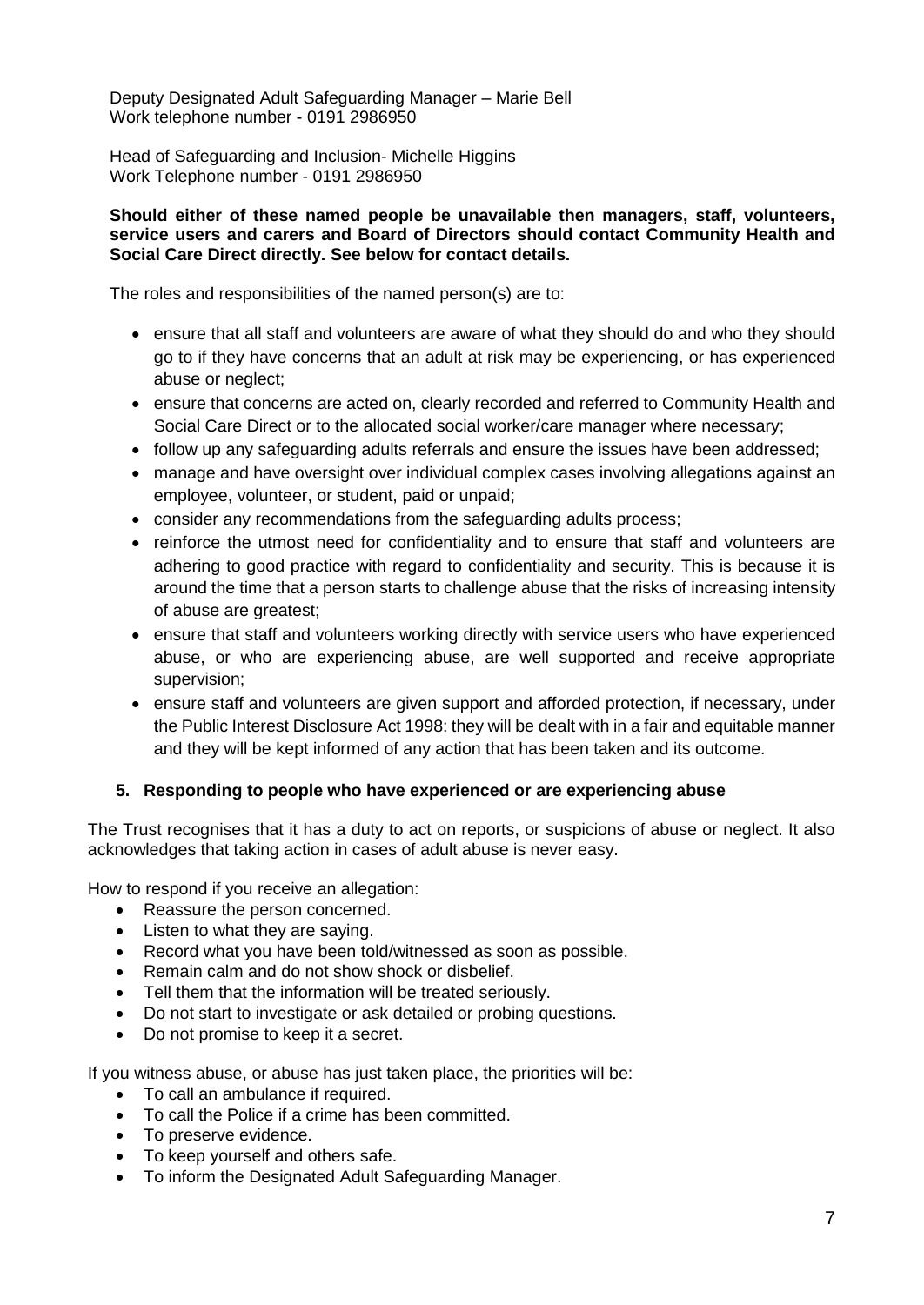Deputy Designated Adult Safeguarding Manager – Marie Bell
Work telephone number - 0191 2986950

Head of Safeguarding and Inclusion- Michelle Higgins
Work Telephone number - 0191 2986950

**Should either of these named people be unavailable then managers, staff, volunteers, service users and carers and Board of Directors should contact Community Health and Social Care Direct directly. See below for contact details.**

The roles and responsibilities of the named person(s) are to:

- ensure that all staff and volunteers are aware of what they should do and who they should go to if they have concerns that an adult at risk may be experiencing, or has experienced abuse or neglect;
- ensure that concerns are acted on, clearly recorded and referred to Community Health and Social Care Direct or to the allocated social worker/care manager where necessary;
- follow up any safeguarding adults referrals and ensure the issues have been addressed;
- manage and have oversight over individual complex cases involving allegations against an employee, volunteer, or student, paid or unpaid;
- consider any recommendations from the safeguarding adults process;
- reinforce the utmost need for confidentiality and to ensure that staff and volunteers are adhering to good practice with regard to confidentiality and security. This is because it is around the time that a person starts to challenge abuse that the risks of increasing intensity of abuse are greatest;
- ensure that staff and volunteers working directly with service users who have experienced abuse, or who are experiencing abuse, are well supported and receive appropriate supervision;
- ensure staff and volunteers are given support and afforded protection, if necessary, under the Public Interest Disclosure Act 1998: they will be dealt with in a fair and equitable manner and they will be kept informed of any action that has been taken and its outcome.

## 5. Responding to people who have experienced or are experiencing abuse

The Trust recognises that it has a duty to act on reports, or suspicions of abuse or neglect. It also acknowledges that taking action in cases of adult abuse is never easy.

How to respond if you receive an allegation:

- Reassure the person concerned.
- Listen to what they are saying.
- Record what you have been told/witnessed as soon as possible.
- Remain calm and do not show shock or disbelief.
- Tell them that the information will be treated seriously.
- Do not start to investigate or ask detailed or probing questions.
- Do not promise to keep it a secret.

If you witness abuse, or abuse has just taken place, the priorities will be:

- To call an ambulance if required.
- To call the Police if a crime has been committed.
- To preserve evidence.
- To keep yourself and others safe.
- To inform the Designated Adult Safeguarding Manager.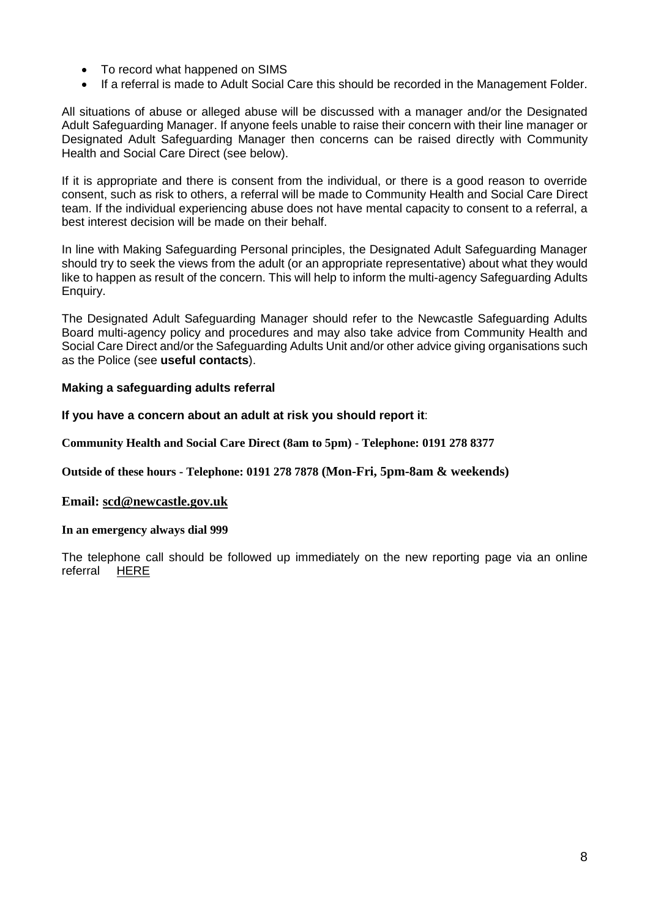- To record what happened on SIMS
- If a referral is made to Adult Social Care this should be recorded in the Management Folder.

All situations of abuse or alleged abuse will be discussed with a manager and/or the Designated Adult Safeguarding Manager. If anyone feels unable to raise their concern with their line manager or Designated Adult Safeguarding Manager then concerns can be raised directly with Community Health and Social Care Direct (see below).

If it is appropriate and there is consent from the individual, or there is a good reason to override consent, such as risk to others, a referral will be made to Community Health and Social Care Direct team. If the individual experiencing abuse does not have mental capacity to consent to a referral, a best interest decision will be made on their behalf.

In line with Making Safeguarding Personal principles, the Designated Adult Safeguarding Manager should try to seek the views from the adult (or an appropriate representative) about what they would like to happen as result of the concern. This will help to inform the multi-agency Safeguarding Adults Enquiry.

The Designated Adult Safeguarding Manager should refer to the Newcastle Safeguarding Adults Board multi-agency policy and procedures and may also take advice from Community Health and Social Care Direct and/or the Safeguarding Adults Unit and/or other advice giving organisations such as the Police (see **useful contacts**).

**Making a safeguarding adults referral**

**If you have a concern about an adult at risk you should report it**:

**Community Health and Social Care Direct (8am to 5pm) - Telephone: 0191 278 8377**

**Outside of these hours - Telephone: 0191 278 7878 (Mon-Fri, 5pm-8am & weekends)**

**Email: scd@newcastle.gov.uk**

**In an emergency always dial 999**

The telephone call should be followed up immediately on the new reporting page via an online referral HERE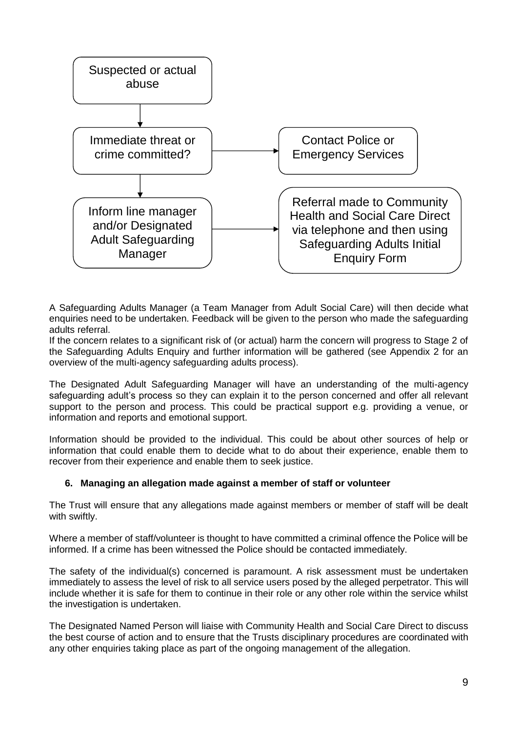Suspected or actual abuse

↓

Immediate threat or crime committed? → Contact Police or Emergency Services

↓

Inform line manager and/or Designated Adult Safeguarding Manager → Referral made to Community Health and Social Care Direct via telephone and then using Safeguarding Adults Initial Enquiry Form

A Safeguarding Adults Manager (a Team Manager from Adult Social Care) will then decide what enquiries need to be undertaken. Feedback will be given to the person who made the safeguarding adults referral.
If the concern relates to a significant risk of (or actual) harm the concern will progress to Stage 2 of the Safeguarding Adults Enquiry and further information will be gathered (see Appendix 2 for an overview of the multi-agency safeguarding adults process).

The Designated Adult Safeguarding Manager will have an understanding of the multi-agency safeguarding adult's process so they can explain it to the person concerned and offer all relevant support to the person and process. This could be practical support e.g. providing a venue, or information and reports and emotional support.

Information should be provided to the individual. This could be about other sources of help or information that could enable them to decide what to do about their experience, enable them to recover from their experience and enable them to seek justice.

### 6. Managing an allegation made against a member of staff or volunteer

The Trust will ensure that any allegations made against members or member of staff will be dealt with swiftly.

Where a member of staff/volunteer is thought to have committed a criminal offence the Police will be informed. If a crime has been witnessed the Police should be contacted immediately.

The safety of the individual(s) concerned is paramount. A risk assessment must be undertaken immediately to assess the level of risk to all service users posed by the alleged perpetrator. This will include whether it is safe for them to continue in their role or any other role within the service whilst the investigation is undertaken.

The Designated Named Person will liaise with Community Health and Social Care Direct to discuss the best course of action and to ensure that the Trusts disciplinary procedures are coordinated with any other enquiries taking place as part of the ongoing management of the allegation.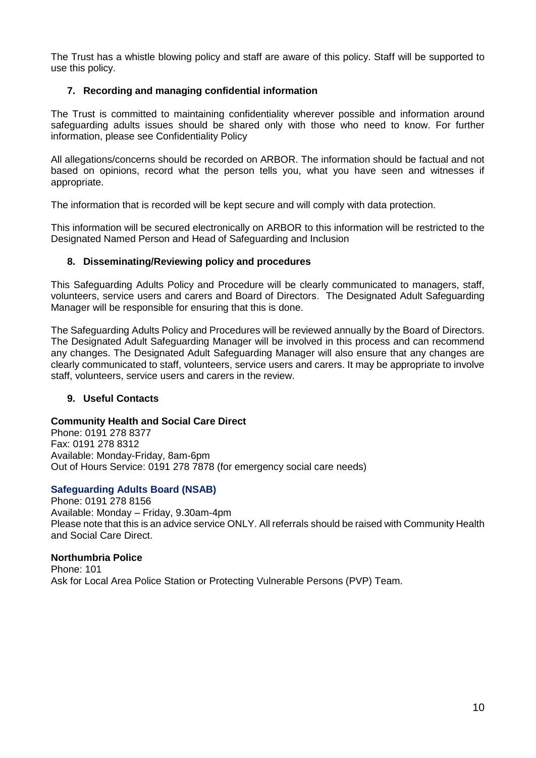The Trust has a whistle blowing policy and staff are aware of this policy. Staff will be supported to use this policy.

## 7. Recording and managing confidential information

The Trust is committed to maintaining confidentiality wherever possible and information around safeguarding adults issues should be shared only with those who need to know. For further information, please see Confidentiality Policy

All allegations/concerns should be recorded on ARBOR. The information should be factual and not based on opinions, record what the person tells you, what you have seen and witnesses if appropriate.

The information that is recorded will be kept secure and will comply with data protection.

This information will be secured electronically on ARBOR to this information will be restricted to the Designated Named Person and Head of Safeguarding and Inclusion

## 8. Disseminating/Reviewing policy and procedures

This Safeguarding Adults Policy and Procedure will be clearly communicated to managers, staff, volunteers, service users and carers and Board of Directors. The Designated Adult Safeguarding Manager will be responsible for ensuring that this is done.

The Safeguarding Adults Policy and Procedures will be reviewed annually by the Board of Directors. The Designated Adult Safeguarding Manager will be involved in this process and can recommend any changes. The Designated Adult Safeguarding Manager will also ensure that any changes are clearly communicated to staff, volunteers, service users and carers. It may be appropriate to involve staff, volunteers, service users and carers in the review.

## 9. Useful Contacts

**Community Health and Social Care Direct**
Phone: 0191 278 8377
Fax: 0191 278 8312
Available: Monday-Friday, 8am-6pm
Out of Hours Service: 0191 278 7878 (for emergency social care needs)

**Safeguarding Adults Board (NSAB)**
Phone: 0191 278 8156
Available: Monday – Friday, 9.30am-4pm
Please note that this is an advice service ONLY. All referrals should be raised with Community Health and Social Care Direct.

**Northumbria Police**
Phone: 101
Ask for Local Area Police Station or Protecting Vulnerable Persons (PVP) Team.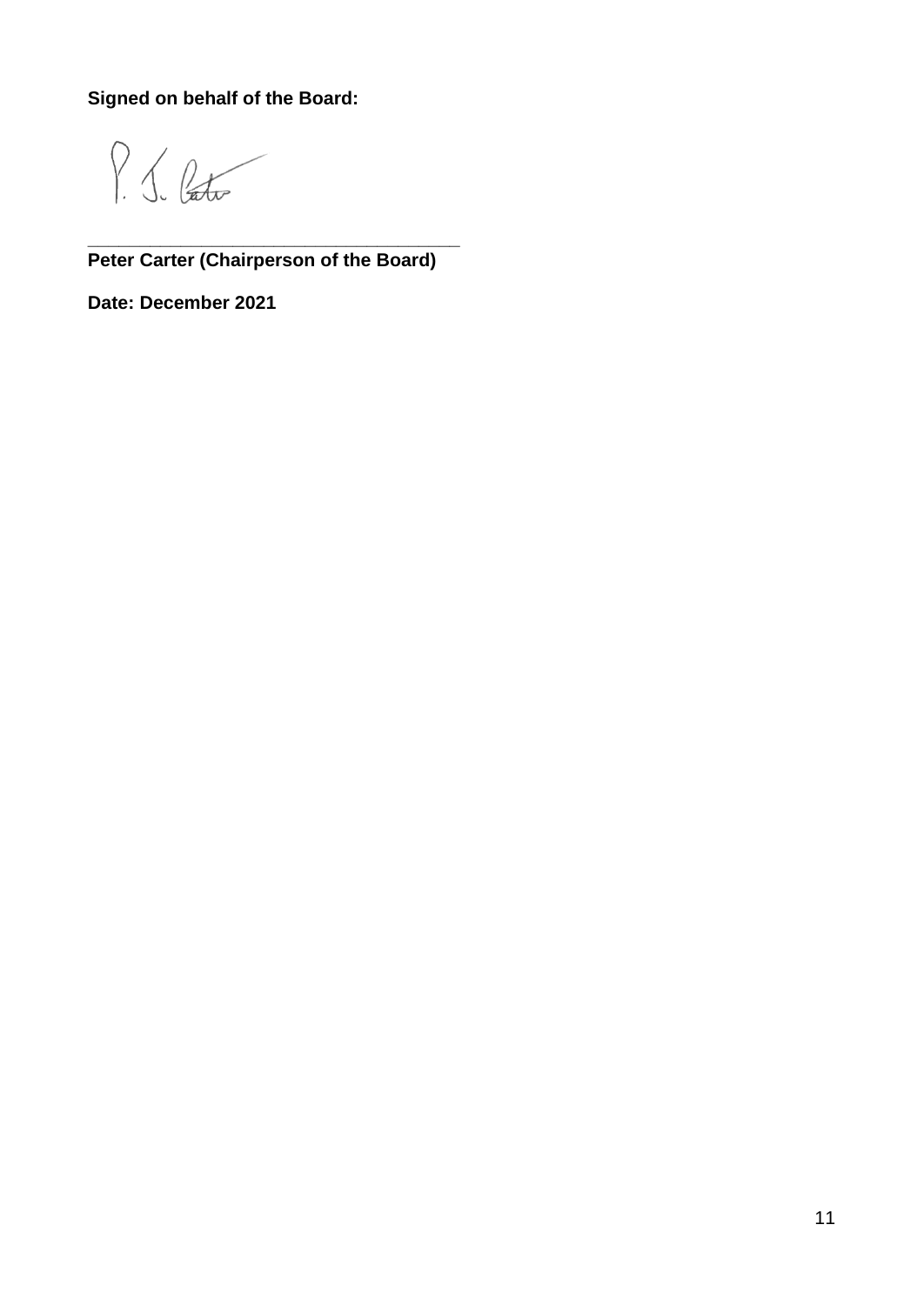**Signed on behalf of the Board:**

\_\_\_\_\_\_\_\_\_\_\_\_\_\_\_\_\_\_\_\_\_\_\_\_\_\_\_\_\_\_\_\_\_\_\_\_\_\_

**Peter Carter (Chairperson of the Board)**

**Date: December 2021**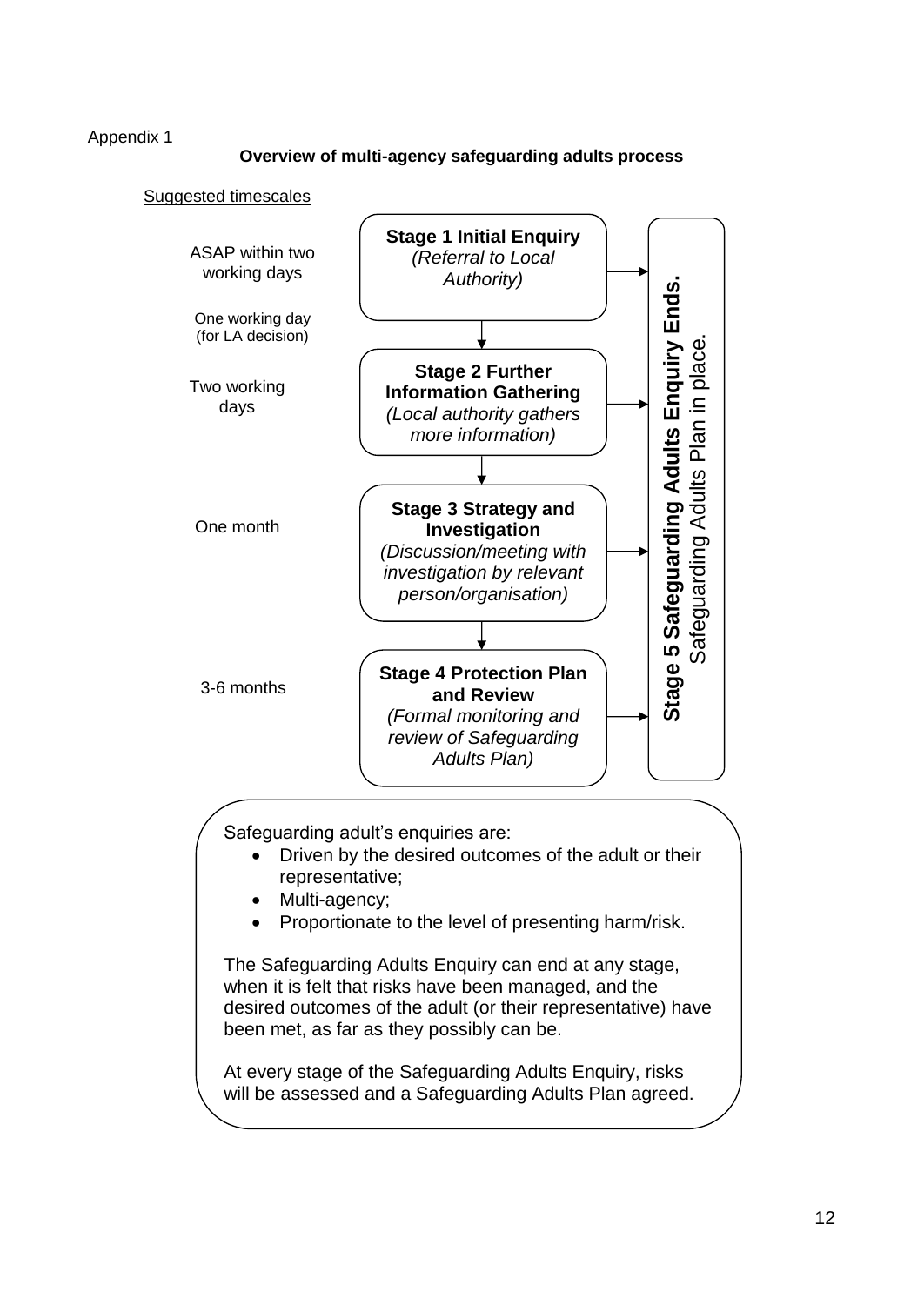Appendix 1

**Overview of multi-agency safeguarding adults process**

Suggested timescales

ASAP within two working days

**Stage 1 Initial Enquiry**
*(Referral to Local Authority)*

One working day (for LA decision)

Two working days

**Stage 2 Further Information Gathering**
*(Local authority gathers more information)*

One month

**Stage 3 Strategy and Investigation**
*(Discussion/meeting with investigation by relevant person/organisation)*

3-6 months

**Stage 4 Protection Plan and Review**
*(Formal monitoring and review of Safeguarding Adults Plan)*

**Stage 5 Safeguarding Adults Enquiry Ends.** Safeguarding Adults Plan in place.

Safeguarding adult's enquiries are:

- Driven by the desired outcomes of the adult or their representative;
- Multi-agency;
- Proportionate to the level of presenting harm/risk.

The Safeguarding Adults Enquiry can end at any stage, when it is felt that risks have been managed, and the desired outcomes of the adult (or their representative) have been met, as far as they possibly can be.

At every stage of the Safeguarding Adults Enquiry, risks will be assessed and a Safeguarding Adults Plan agreed.